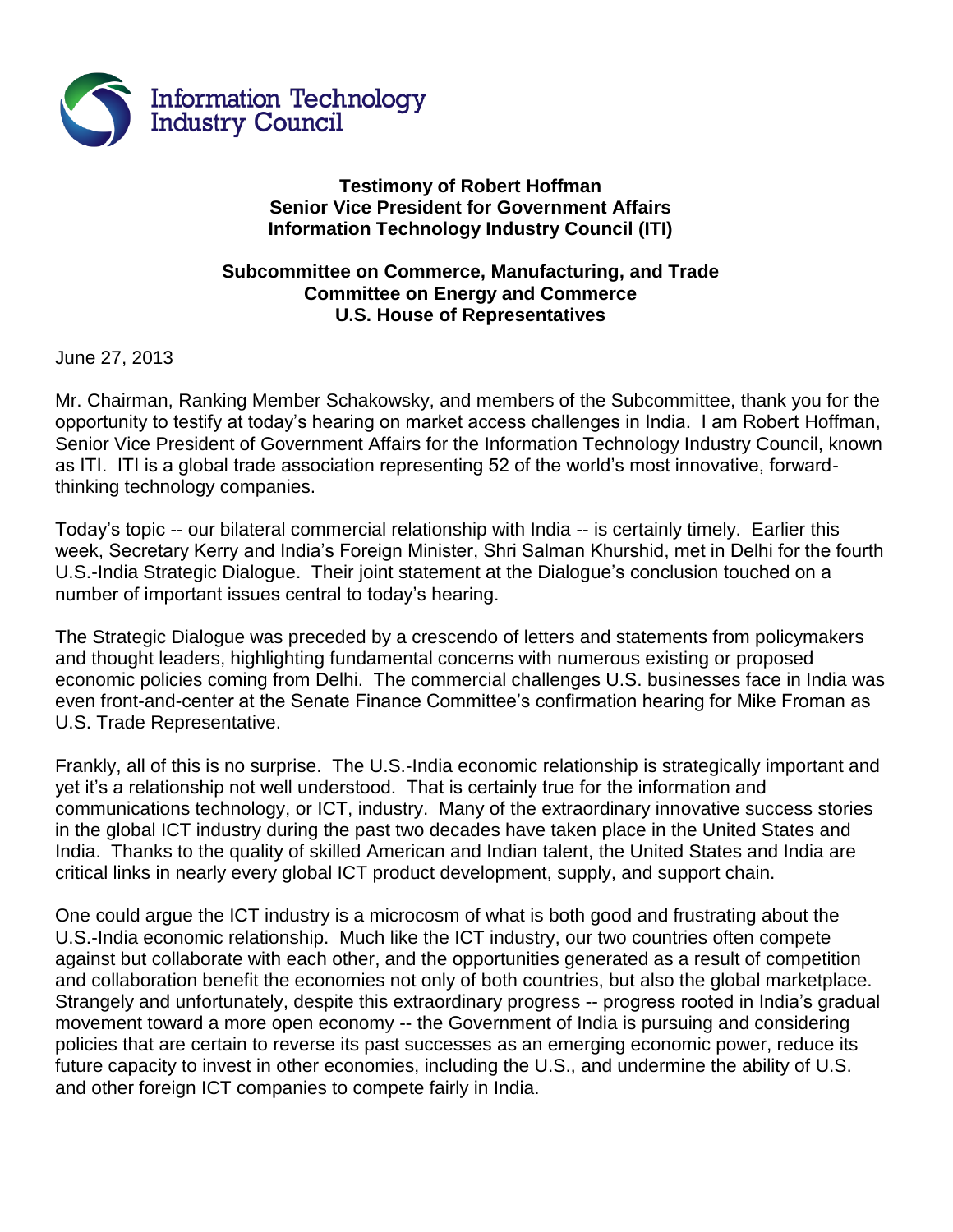Information Technology Industry Council

**Testimony of Robert Hoffman**
**Senior Vice President for Government Affairs**
**Information Technology Industry Council (ITI)**

**Subcommittee on Commerce, Manufacturing, and Trade**
**Committee on Energy and Commerce**
**U.S. House of Representatives**

June 27, 2013

Mr. Chairman, Ranking Member Schakowsky, and members of the Subcommittee, thank you for the opportunity to testify at today's hearing on market access challenges in India. I am Robert Hoffman, Senior Vice President of Government Affairs for the Information Technology Industry Council, known as ITI. ITI is a global trade association representing 52 of the world's most innovative, forward-thinking technology companies.

Today's topic -- our bilateral commercial relationship with India -- is certainly timely. Earlier this week, Secretary Kerry and India's Foreign Minister, Shri Salman Khurshid, met in Delhi for the fourth U.S.-India Strategic Dialogue. Their joint statement at the Dialogue's conclusion touched on a number of important issues central to today's hearing.

The Strategic Dialogue was preceded by a crescendo of letters and statements from policymakers and thought leaders, highlighting fundamental concerns with numerous existing or proposed economic policies coming from Delhi. The commercial challenges U.S. businesses face in India was even front-and-center at the Senate Finance Committee's confirmation hearing for Mike Froman as U.S. Trade Representative.

Frankly, all of this is no surprise. The U.S.-India economic relationship is strategically important and yet it's a relationship not well understood. That is certainly true for the information and communications technology, or ICT, industry. Many of the extraordinary innovative success stories in the global ICT industry during the past two decades have taken place in the United States and India. Thanks to the quality of skilled American and Indian talent, the United States and India are critical links in nearly every global ICT product development, supply, and support chain.

One could argue the ICT industry is a microcosm of what is both good and frustrating about the U.S.-India economic relationship. Much like the ICT industry, our two countries often compete against but collaborate with each other, and the opportunities generated as a result of competition and collaboration benefit the economies not only of both countries, but also the global marketplace. Strangely and unfortunately, despite this extraordinary progress -- progress rooted in India's gradual movement toward a more open economy -- the Government of India is pursuing and considering policies that are certain to reverse its past successes as an emerging economic power, reduce its future capacity to invest in other economies, including the U.S., and undermine the ability of U.S. and other foreign ICT companies to compete fairly in India.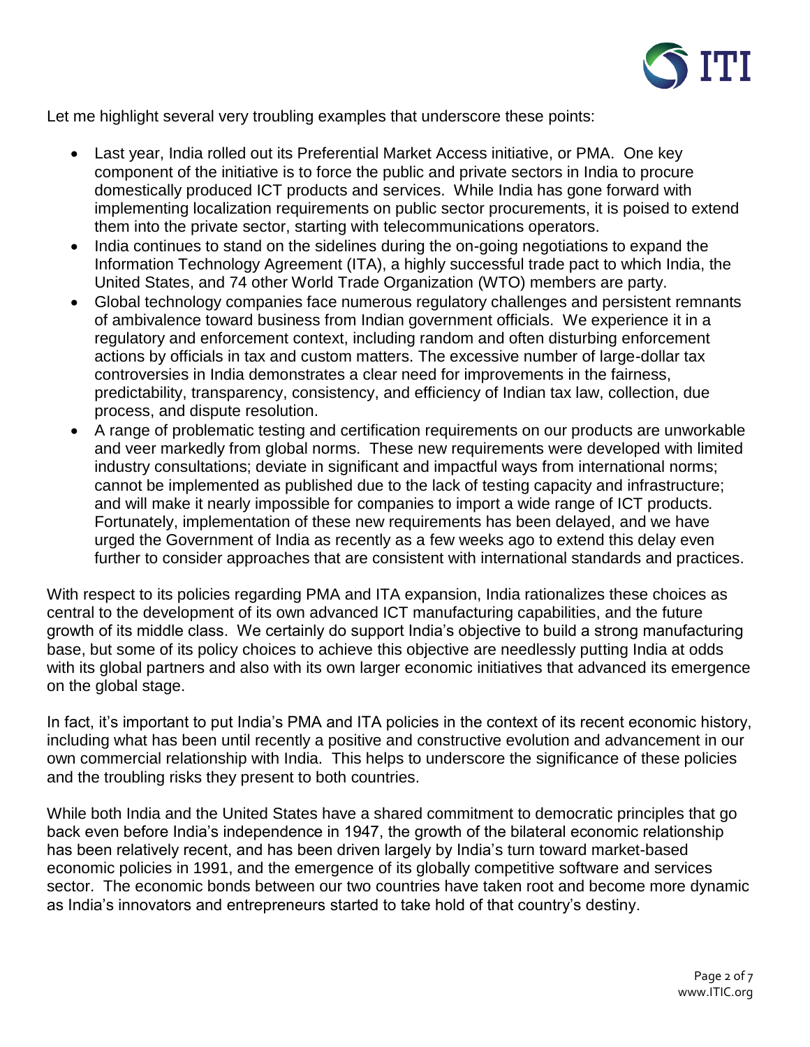Let me highlight several very troubling examples that underscore these points:

- Last year, India rolled out its Preferential Market Access initiative, or PMA. One key component of the initiative is to force the public and private sectors in India to procure domestically produced ICT products and services. While India has gone forward with implementing localization requirements on public sector procurements, it is poised to extend them into the private sector, starting with telecommunications operators.
- India continues to stand on the sidelines during the on-going negotiations to expand the Information Technology Agreement (ITA), a highly successful trade pact to which India, the United States, and 74 other World Trade Organization (WTO) members are party.
- Global technology companies face numerous regulatory challenges and persistent remnants of ambivalence toward business from Indian government officials. We experience it in a regulatory and enforcement context, including random and often disturbing enforcement actions by officials in tax and custom matters. The excessive number of large-dollar tax controversies in India demonstrates a clear need for improvements in the fairness, predictability, transparency, consistency, and efficiency of Indian tax law, collection, due process, and dispute resolution.
- A range of problematic testing and certification requirements on our products are unworkable and veer markedly from global norms. These new requirements were developed with limited industry consultations; deviate in significant and impactful ways from international norms; cannot be implemented as published due to the lack of testing capacity and infrastructure; and will make it nearly impossible for companies to import a wide range of ICT products. Fortunately, implementation of these new requirements has been delayed, and we have urged the Government of India as recently as a few weeks ago to extend this delay even further to consider approaches that are consistent with international standards and practices.

With respect to its policies regarding PMA and ITA expansion, India rationalizes these choices as central to the development of its own advanced ICT manufacturing capabilities, and the future growth of its middle class. We certainly do support India's objective to build a strong manufacturing base, but some of its policy choices to achieve this objective are needlessly putting India at odds with its global partners and also with its own larger economic initiatives that advanced its emergence on the global stage.

In fact, it's important to put India's PMA and ITA policies in the context of its recent economic history, including what has been until recently a positive and constructive evolution and advancement in our own commercial relationship with India. This helps to underscore the significance of these policies and the troubling risks they present to both countries.

While both India and the United States have a shared commitment to democratic principles that go back even before India's independence in 1947, the growth of the bilateral economic relationship has been relatively recent, and has been driven largely by India's turn toward market-based economic policies in 1991, and the emergence of its globally competitive software and services sector. The economic bonds between our two countries have taken root and become more dynamic as India's innovators and entrepreneurs started to take hold of that country's destiny.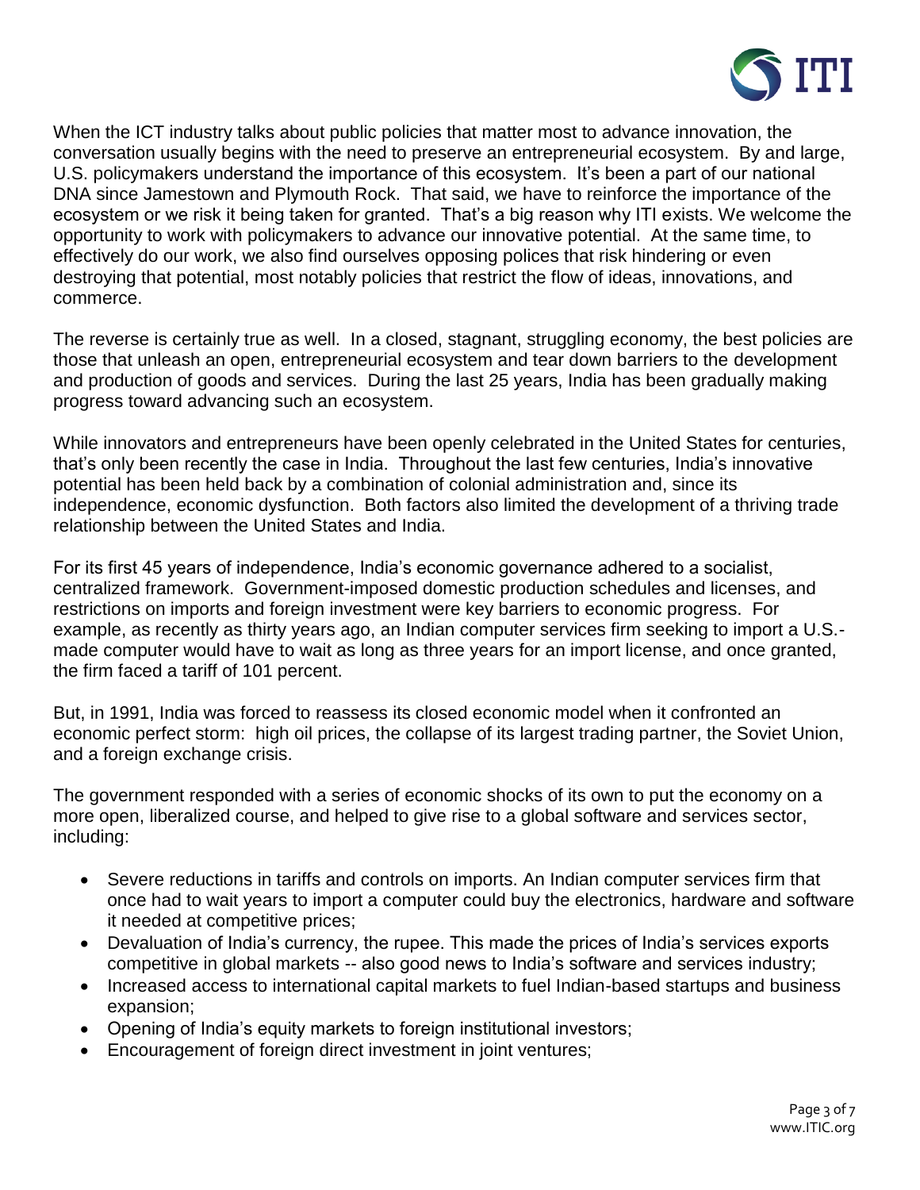When the ICT industry talks about public policies that matter most to advance innovation, the conversation usually begins with the need to preserve an entrepreneurial ecosystem. By and large, U.S. policymakers understand the importance of this ecosystem. It's been a part of our national DNA since Jamestown and Plymouth Rock. That said, we have to reinforce the importance of the ecosystem or we risk it being taken for granted. That's a big reason why ITI exists. We welcome the opportunity to work with policymakers to advance our innovative potential. At the same time, to effectively do our work, we also find ourselves opposing polices that risk hindering or even destroying that potential, most notably policies that restrict the flow of ideas, innovations, and commerce.

The reverse is certainly true as well. In a closed, stagnant, struggling economy, the best policies are those that unleash an open, entrepreneurial ecosystem and tear down barriers to the development and production of goods and services. During the last 25 years, India has been gradually making progress toward advancing such an ecosystem.

While innovators and entrepreneurs have been openly celebrated in the United States for centuries, that's only been recently the case in India. Throughout the last few centuries, India's innovative potential has been held back by a combination of colonial administration and, since its independence, economic dysfunction. Both factors also limited the development of a thriving trade relationship between the United States and India.

For its first 45 years of independence, India's economic governance adhered to a socialist, centralized framework. Government-imposed domestic production schedules and licenses, and restrictions on imports and foreign investment were key barriers to economic progress. For example, as recently as thirty years ago, an Indian computer services firm seeking to import a U.S.-made computer would have to wait as long as three years for an import license, and once granted, the firm faced a tariff of 101 percent.

But, in 1991, India was forced to reassess its closed economic model when it confronted an economic perfect storm: high oil prices, the collapse of its largest trading partner, the Soviet Union, and a foreign exchange crisis.

The government responded with a series of economic shocks of its own to put the economy on a more open, liberalized course, and helped to give rise to a global software and services sector, including:

- Severe reductions in tariffs and controls on imports. An Indian computer services firm that once had to wait years to import a computer could buy the electronics, hardware and software it needed at competitive prices;
- Devaluation of India's currency, the rupee. This made the prices of India's services exports competitive in global markets -- also good news to India's software and services industry;
- Increased access to international capital markets to fuel Indian-based startups and business expansion;
- Opening of India's equity markets to foreign institutional investors;
- Encouragement of foreign direct investment in joint ventures;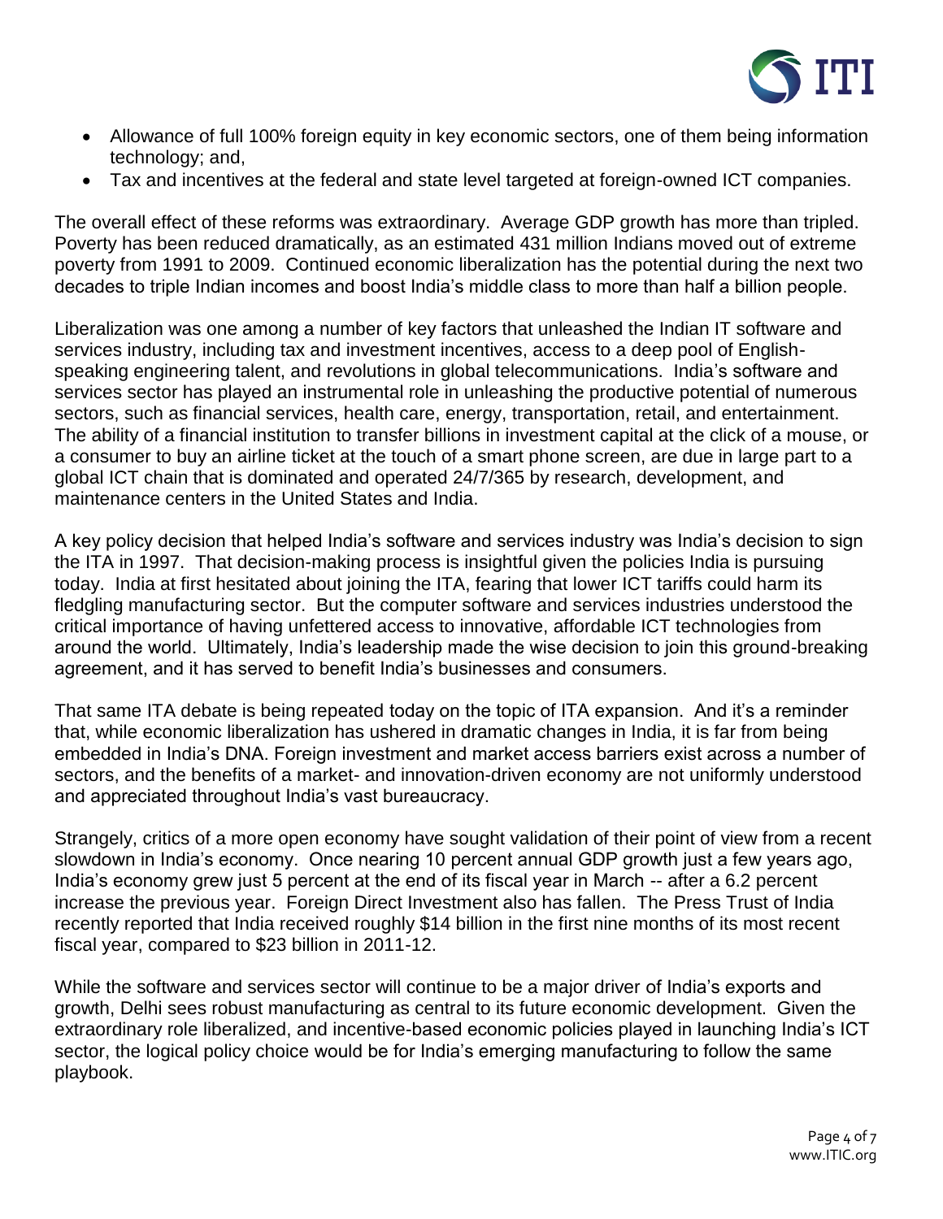- Allowance of full 100% foreign equity in key economic sectors, one of them being information technology; and,
- Tax and incentives at the federal and state level targeted at foreign-owned ICT companies.

The overall effect of these reforms was extraordinary. Average GDP growth has more than tripled. Poverty has been reduced dramatically, as an estimated 431 million Indians moved out of extreme poverty from 1991 to 2009. Continued economic liberalization has the potential during the next two decades to triple Indian incomes and boost India's middle class to more than half a billion people.

Liberalization was one among a number of key factors that unleashed the Indian IT software and services industry, including tax and investment incentives, access to a deep pool of English-speaking engineering talent, and revolutions in global telecommunications. India's software and services sector has played an instrumental role in unleashing the productive potential of numerous sectors, such as financial services, health care, energy, transportation, retail, and entertainment. The ability of a financial institution to transfer billions in investment capital at the click of a mouse, or a consumer to buy an airline ticket at the touch of a smart phone screen, are due in large part to a global ICT chain that is dominated and operated 24/7/365 by research, development, and maintenance centers in the United States and India.

A key policy decision that helped India's software and services industry was India's decision to sign the ITA in 1997. That decision-making process is insightful given the policies India is pursuing today. India at first hesitated about joining the ITA, fearing that lower ICT tariffs could harm its fledgling manufacturing sector. But the computer software and services industries understood the critical importance of having unfettered access to innovative, affordable ICT technologies from around the world. Ultimately, India's leadership made the wise decision to join this ground-breaking agreement, and it has served to benefit India's businesses and consumers.

That same ITA debate is being repeated today on the topic of ITA expansion. And it's a reminder that, while economic liberalization has ushered in dramatic changes in India, it is far from being embedded in India's DNA. Foreign investment and market access barriers exist across a number of sectors, and the benefits of a market- and innovation-driven economy are not uniformly understood and appreciated throughout India's vast bureaucracy.

Strangely, critics of a more open economy have sought validation of their point of view from a recent slowdown in India's economy. Once nearing 10 percent annual GDP growth just a few years ago, India's economy grew just 5 percent at the end of its fiscal year in March -- after a 6.2 percent increase the previous year. Foreign Direct Investment also has fallen. The Press Trust of India recently reported that India received roughly $14 billion in the first nine months of its most recent fiscal year, compared to $23 billion in 2011-12.

While the software and services sector will continue to be a major driver of India's exports and growth, Delhi sees robust manufacturing as central to its future economic development. Given the extraordinary role liberalized, and incentive-based economic policies played in launching India's ICT sector, the logical policy choice would be for India's emerging manufacturing to follow the same playbook.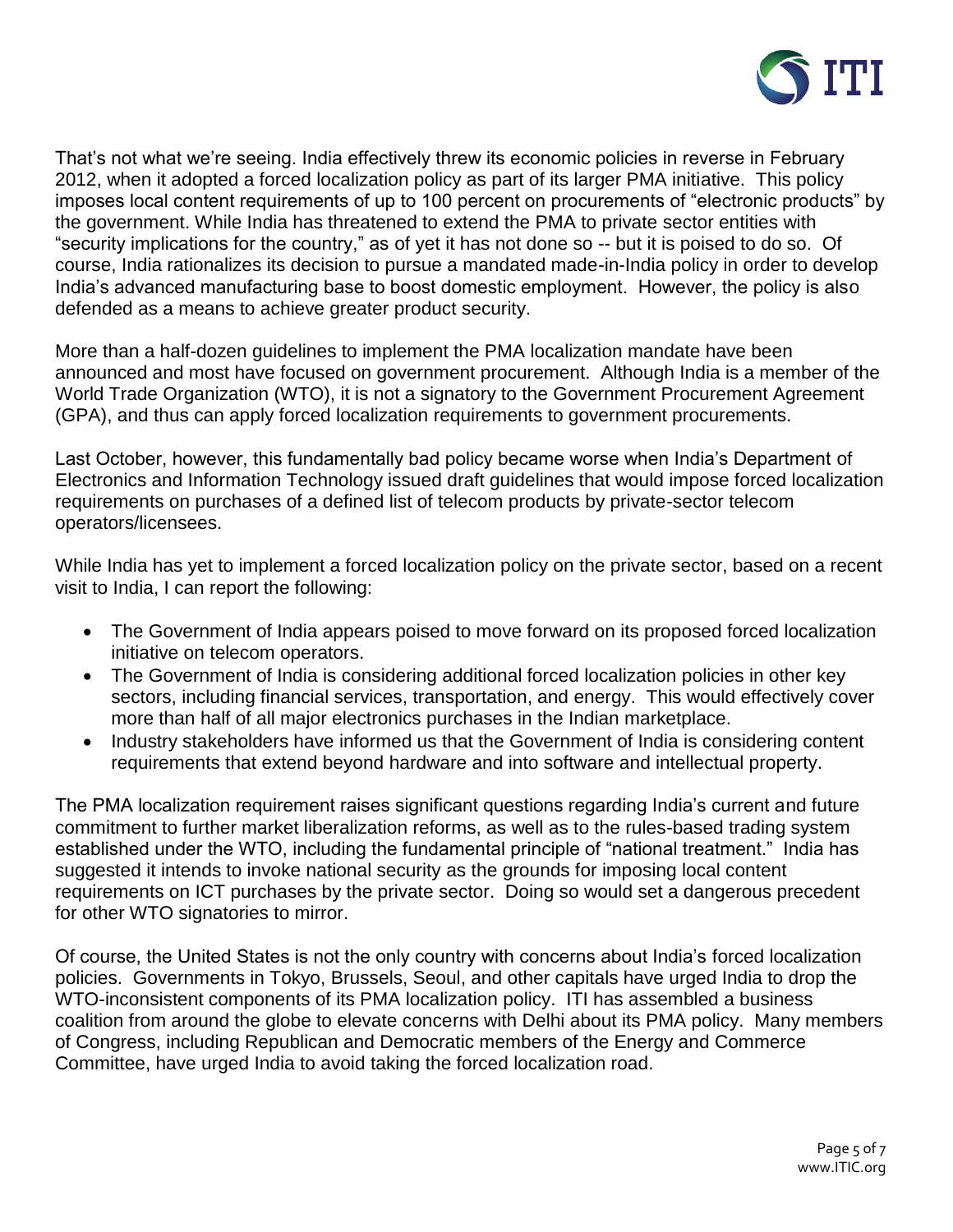That's not what we're seeing. India effectively threw its economic policies in reverse in February 2012, when it adopted a forced localization policy as part of its larger PMA initiative. This policy imposes local content requirements of up to 100 percent on procurements of "electronic products" by the government. While India has threatened to extend the PMA to private sector entities with "security implications for the country," as of yet it has not done so -- but it is poised to do so. Of course, India rationalizes its decision to pursue a mandated made-in-India policy in order to develop India's advanced manufacturing base to boost domestic employment. However, the policy is also defended as a means to achieve greater product security.

More than a half-dozen guidelines to implement the PMA localization mandate have been announced and most have focused on government procurement. Although India is a member of the World Trade Organization (WTO), it is not a signatory to the Government Procurement Agreement (GPA), and thus can apply forced localization requirements to government procurements.

Last October, however, this fundamentally bad policy became worse when India's Department of Electronics and Information Technology issued draft guidelines that would impose forced localization requirements on purchases of a defined list of telecom products by private-sector telecom operators/licensees.

While India has yet to implement a forced localization policy on the private sector, based on a recent visit to India, I can report the following:

- The Government of India appears poised to move forward on its proposed forced localization initiative on telecom operators.
- The Government of India is considering additional forced localization policies in other key sectors, including financial services, transportation, and energy. This would effectively cover more than half of all major electronics purchases in the Indian marketplace.
- Industry stakeholders have informed us that the Government of India is considering content requirements that extend beyond hardware and into software and intellectual property.

The PMA localization requirement raises significant questions regarding India's current and future commitment to further market liberalization reforms, as well as to the rules-based trading system established under the WTO, including the fundamental principle of "national treatment." India has suggested it intends to invoke national security as the grounds for imposing local content requirements on ICT purchases by the private sector. Doing so would set a dangerous precedent for other WTO signatories to mirror.

Of course, the United States is not the only country with concerns about India's forced localization policies. Governments in Tokyo, Brussels, Seoul, and other capitals have urged India to drop the WTO-inconsistent components of its PMA localization policy. ITI has assembled a business coalition from around the globe to elevate concerns with Delhi about its PMA policy. Many members of Congress, including Republican and Democratic members of the Energy and Commerce Committee, have urged India to avoid taking the forced localization road.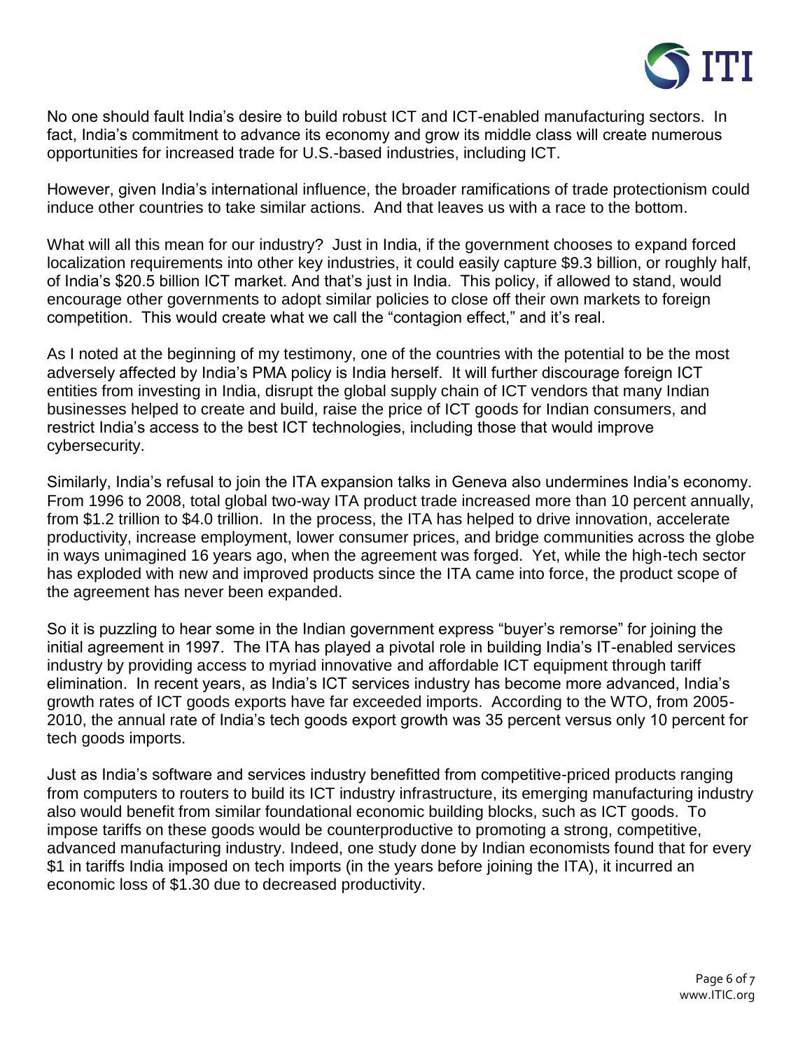No one should fault India's desire to build robust ICT and ICT-enabled manufacturing sectors. In fact, India's commitment to advance its economy and grow its middle class will create numerous opportunities for increased trade for U.S.-based industries, including ICT.

However, given India's international influence, the broader ramifications of trade protectionism could induce other countries to take similar actions. And that leaves us with a race to the bottom.

What will all this mean for our industry? Just in India, if the government chooses to expand forced localization requirements into other key industries, it could easily capture $9.3 billion, or roughly half, of India's $20.5 billion ICT market. And that's just in India. This policy, if allowed to stand, would encourage other governments to adopt similar policies to close off their own markets to foreign competition. This would create what we call the "contagion effect," and it's real.

As I noted at the beginning of my testimony, one of the countries with the potential to be the most adversely affected by India's PMA policy is India herself. It will further discourage foreign ICT entities from investing in India, disrupt the global supply chain of ICT vendors that many Indian businesses helped to create and build, raise the price of ICT goods for Indian consumers, and restrict India's access to the best ICT technologies, including those that would improve cybersecurity.

Similarly, India's refusal to join the ITA expansion talks in Geneva also undermines India's economy. From 1996 to 2008, total global two-way ITA product trade increased more than 10 percent annually, from $1.2 trillion to $4.0 trillion. In the process, the ITA has helped to drive innovation, accelerate productivity, increase employment, lower consumer prices, and bridge communities across the globe in ways unimagined 16 years ago, when the agreement was forged. Yet, while the high-tech sector has exploded with new and improved products since the ITA came into force, the product scope of the agreement has never been expanded.

So it is puzzling to hear some in the Indian government express "buyer's remorse" for joining the initial agreement in 1997. The ITA has played a pivotal role in building India's IT-enabled services industry by providing access to myriad innovative and affordable ICT equipment through tariff elimination. In recent years, as India's ICT services industry has become more advanced, India's growth rates of ICT goods exports have far exceeded imports. According to the WTO, from 2005-2010, the annual rate of India's tech goods export growth was 35 percent versus only 10 percent for tech goods imports.

Just as India's software and services industry benefitted from competitive-priced products ranging from computers to routers to build its ICT industry infrastructure, its emerging manufacturing industry also would benefit from similar foundational economic building blocks, such as ICT goods. To impose tariffs on these goods would be counterproductive to promoting a strong, competitive, advanced manufacturing industry. Indeed, one study done by Indian economists found that for every $1 in tariffs India imposed on tech imports (in the years before joining the ITA), it incurred an economic loss of $1.30 due to decreased productivity.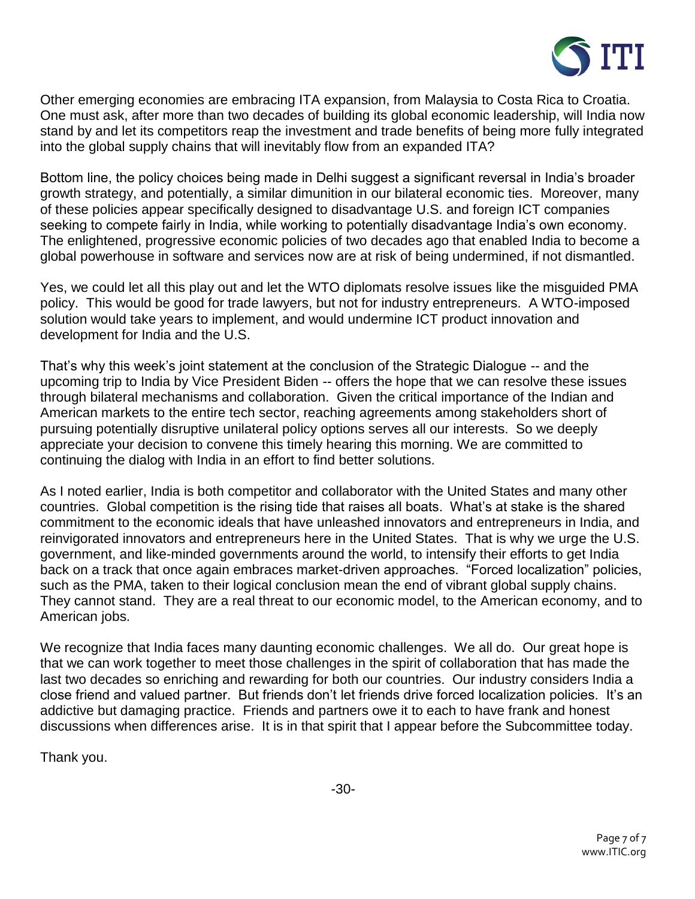Other emerging economies are embracing ITA expansion, from Malaysia to Costa Rica to Croatia. One must ask, after more than two decades of building its global economic leadership, will India now stand by and let its competitors reap the investment and trade benefits of being more fully integrated into the global supply chains that will inevitably flow from an expanded ITA?

Bottom line, the policy choices being made in Delhi suggest a significant reversal in India's broader growth strategy, and potentially, a similar dimunition in our bilateral economic ties. Moreover, many of these policies appear specifically designed to disadvantage U.S. and foreign ICT companies seeking to compete fairly in India, while working to potentially disadvantage India's own economy. The enlightened, progressive economic policies of two decades ago that enabled India to become a global powerhouse in software and services now are at risk of being undermined, if not dismantled.

Yes, we could let all this play out and let the WTO diplomats resolve issues like the misguided PMA policy. This would be good for trade lawyers, but not for industry entrepreneurs. A WTO-imposed solution would take years to implement, and would undermine ICT product innovation and development for India and the U.S.

That's why this week's joint statement at the conclusion of the Strategic Dialogue -- and the upcoming trip to India by Vice President Biden -- offers the hope that we can resolve these issues through bilateral mechanisms and collaboration. Given the critical importance of the Indian and American markets to the entire tech sector, reaching agreements among stakeholders short of pursuing potentially disruptive unilateral policy options serves all our interests. So we deeply appreciate your decision to convene this timely hearing this morning. We are committed to continuing the dialog with India in an effort to find better solutions.

As I noted earlier, India is both competitor and collaborator with the United States and many other countries. Global competition is the rising tide that raises all boats. What's at stake is the shared commitment to the economic ideals that have unleashed innovators and entrepreneurs in India, and reinvigorated innovators and entrepreneurs here in the United States. That is why we urge the U.S. government, and like-minded governments around the world, to intensify their efforts to get India back on a track that once again embraces market-driven approaches. "Forced localization" policies, such as the PMA, taken to their logical conclusion mean the end of vibrant global supply chains. They cannot stand. They are a real threat to our economic model, to the American economy, and to American jobs.

We recognize that India faces many daunting economic challenges. We all do. Our great hope is that we can work together to meet those challenges in the spirit of collaboration that has made the last two decades so enriching and rewarding for both our countries. Our industry considers India a close friend and valued partner. But friends don't let friends drive forced localization policies. It's an addictive but damaging practice. Friends and partners owe it to each to have frank and honest discussions when differences arise. It is in that spirit that I appear before the Subcommittee today.

Thank you.

-30-